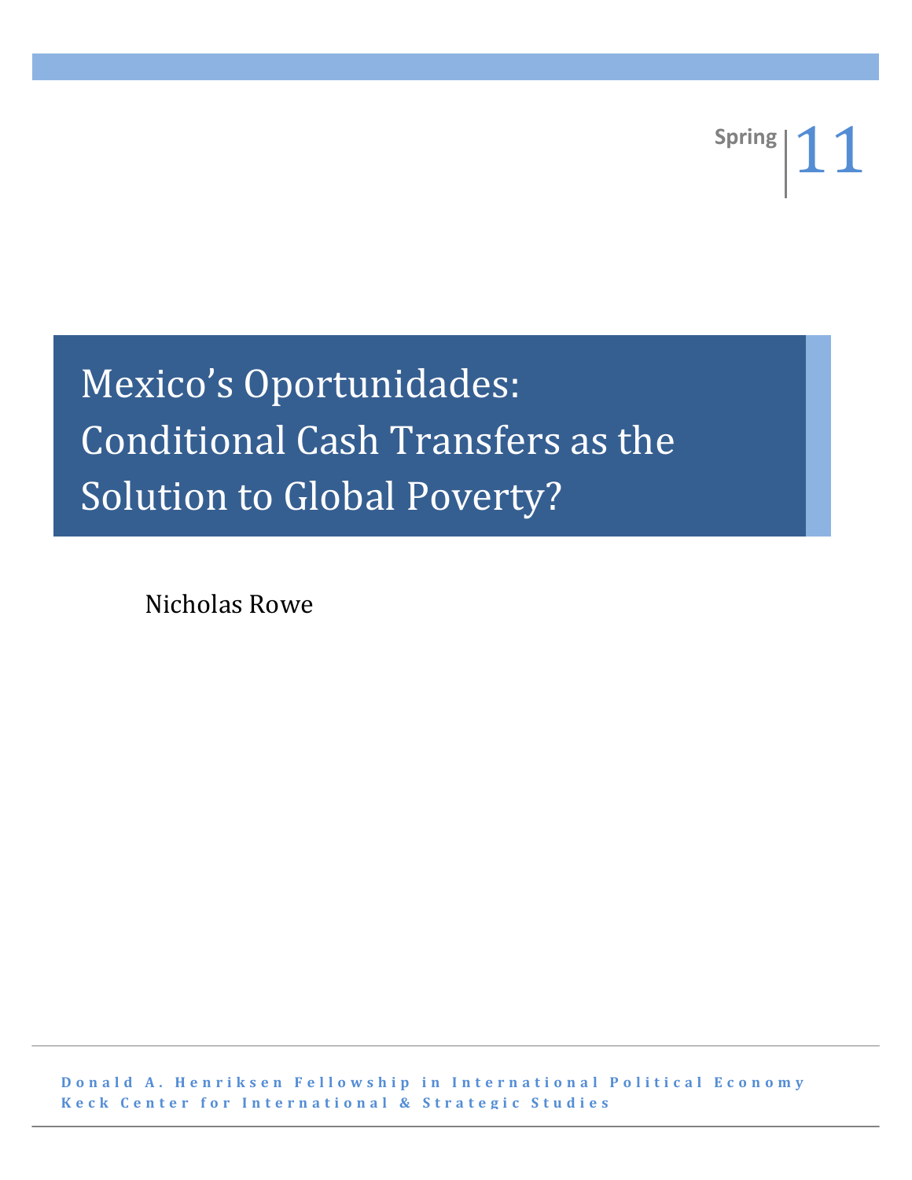Spring 11

# Mexico's Oportunidades: Conditional Cash Transfers as the Solution to Global Poverty?

Nicholas Rowe

Donald A. Henriksen Fellowship in International Political Economy
Keck Center for International & Strategic Studies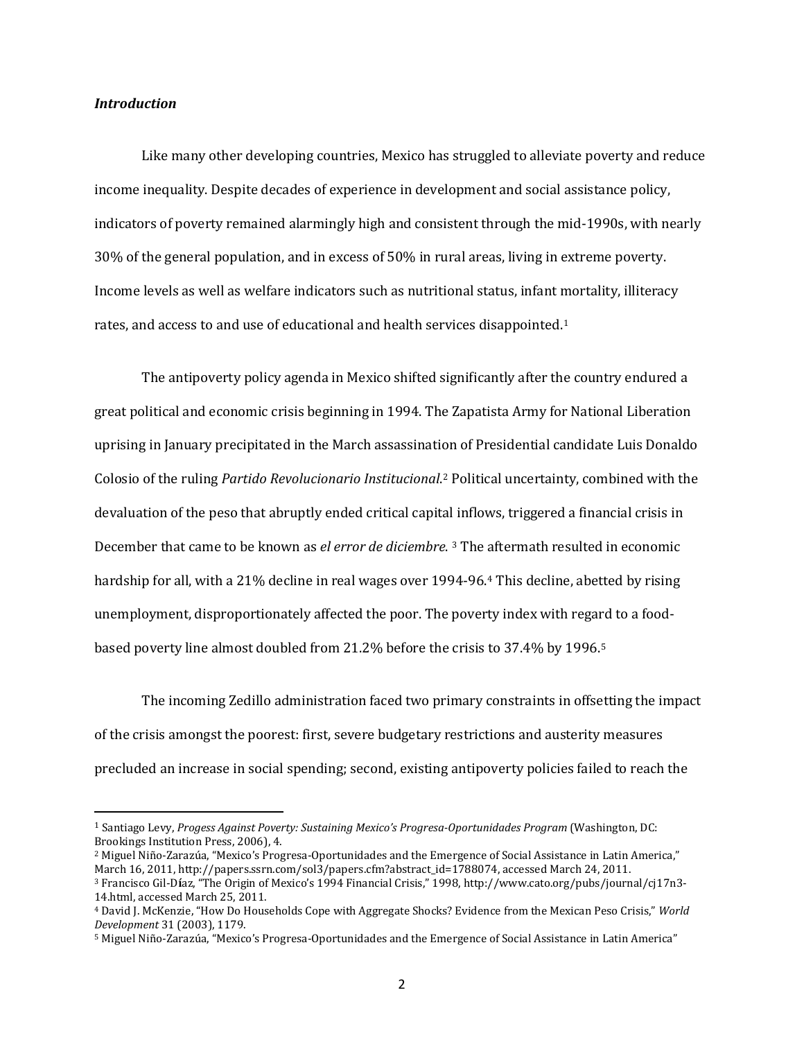***Introduction***

Like many other developing countries, Mexico has struggled to alleviate poverty and reduce income inequality. Despite decades of experience in development and social assistance policy, indicators of poverty remained alarmingly high and consistent through the mid-1990s, with nearly 30% of the general population, and in excess of 50% in rural areas, living in extreme poverty. Income levels as well as welfare indicators such as nutritional status, infant mortality, illiteracy rates, and access to and use of educational and health services disappointed.[1]

The antipoverty policy agenda in Mexico shifted significantly after the country endured a great political and economic crisis beginning in 1994. The Zapatista Army for National Liberation uprising in January precipitated in the March assassination of Presidential candidate Luis Donaldo Colosio of the ruling *Partido Revolucionario Institucional*.[2] Political uncertainty, combined with the devaluation of the peso that abruptly ended critical capital inflows, triggered a financial crisis in December that came to be known as *el error de diciembre.* [3] The aftermath resulted in economic hardship for all, with a 21% decline in real wages over 1994-96.[4] This decline, abetted by rising unemployment, disproportionately affected the poor. The poverty index with regard to a food-based poverty line almost doubled from 21.2% before the crisis to 37.4% by 1996.[5]

The incoming Zedillo administration faced two primary constraints in offsetting the impact of the crisis amongst the poorest: first, severe budgetary restrictions and austerity measures precluded an increase in social spending; second, existing antipoverty policies failed to reach the

---

[1] Santiago Levy, *Progess Against Poverty: Sustaining Mexico's Progresa-Oportunidades Program* (Washington, DC: Brookings Institution Press, 2006), 4.

[2] Miguel Niño-Zarazúa, "Mexico's Progresa-Oportunidades and the Emergence of Social Assistance in Latin America," March 16, 2011, http://papers.ssrn.com/sol3/papers.cfm?abstract_id=1788074, accessed March 24, 2011.

[3] Francisco Gil-Díaz, "The Origin of Mexico's 1994 Financial Crisis," 1998, http://www.cato.org/pubs/journal/cj17n3-14.html, accessed March 25, 2011.

[4] David J. McKenzie, "How Do Households Cope with Aggregate Shocks? Evidence from the Mexican Peso Crisis," *World Development* 31 (2003), 1179.

[5] Miguel Niño-Zarazúa, "Mexico's Progresa-Oportunidades and the Emergence of Social Assistance in Latin America"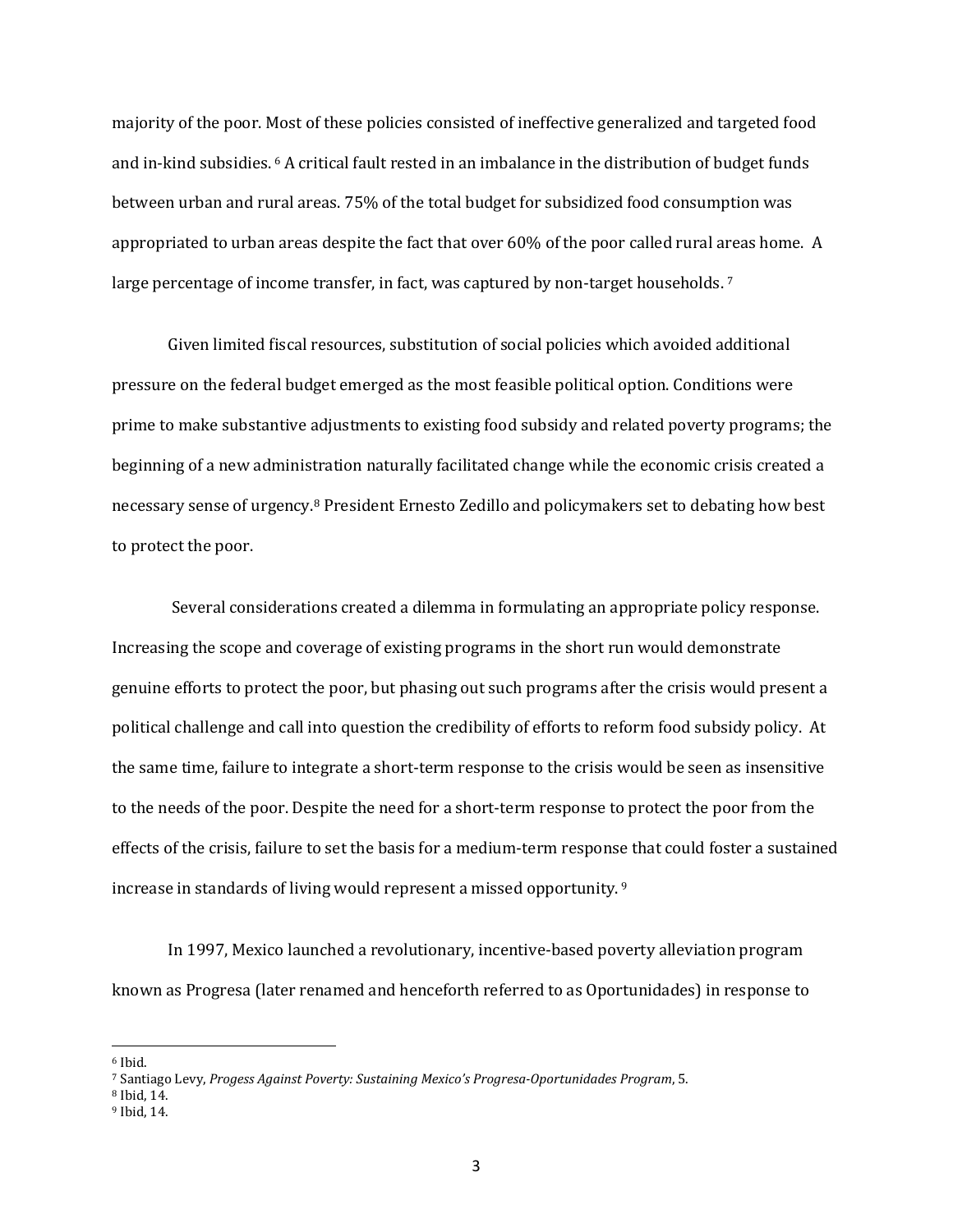majority of the poor. Most of these policies consisted of ineffective generalized and targeted food and in-kind subsidies. [6] A critical fault rested in an imbalance in the distribution of budget funds between urban and rural areas. 75% of the total budget for subsidized food consumption was appropriated to urban areas despite the fact that over 60% of the poor called rural areas home. A large percentage of income transfer, in fact, was captured by non-target households. [7]

Given limited fiscal resources, substitution of social policies which avoided additional pressure on the federal budget emerged as the most feasible political option. Conditions were prime to make substantive adjustments to existing food subsidy and related poverty programs; the beginning of a new administration naturally facilitated change while the economic crisis created a necessary sense of urgency.[8] President Ernesto Zedillo and policymakers set to debating how best to protect the poor.

Several considerations created a dilemma in formulating an appropriate policy response. Increasing the scope and coverage of existing programs in the short run would demonstrate genuine efforts to protect the poor, but phasing out such programs after the crisis would present a political challenge and call into question the credibility of efforts to reform food subsidy policy. At the same time, failure to integrate a short-term response to the crisis would be seen as insensitive to the needs of the poor. Despite the need for a short-term response to protect the poor from the effects of the crisis, failure to set the basis for a medium-term response that could foster a sustained increase in standards of living would represent a missed opportunity. [9]

In 1997, Mexico launched a revolutionary, incentive-based poverty alleviation program known as Progresa (later renamed and henceforth referred to as Oportunidades) in response to

---

[6] Ibid.

[7] Santiago Levy, *Progess Against Poverty: Sustaining Mexico's Progresa-Oportunidades Program*, 5.

[8] Ibid, 14.

[9] Ibid, 14.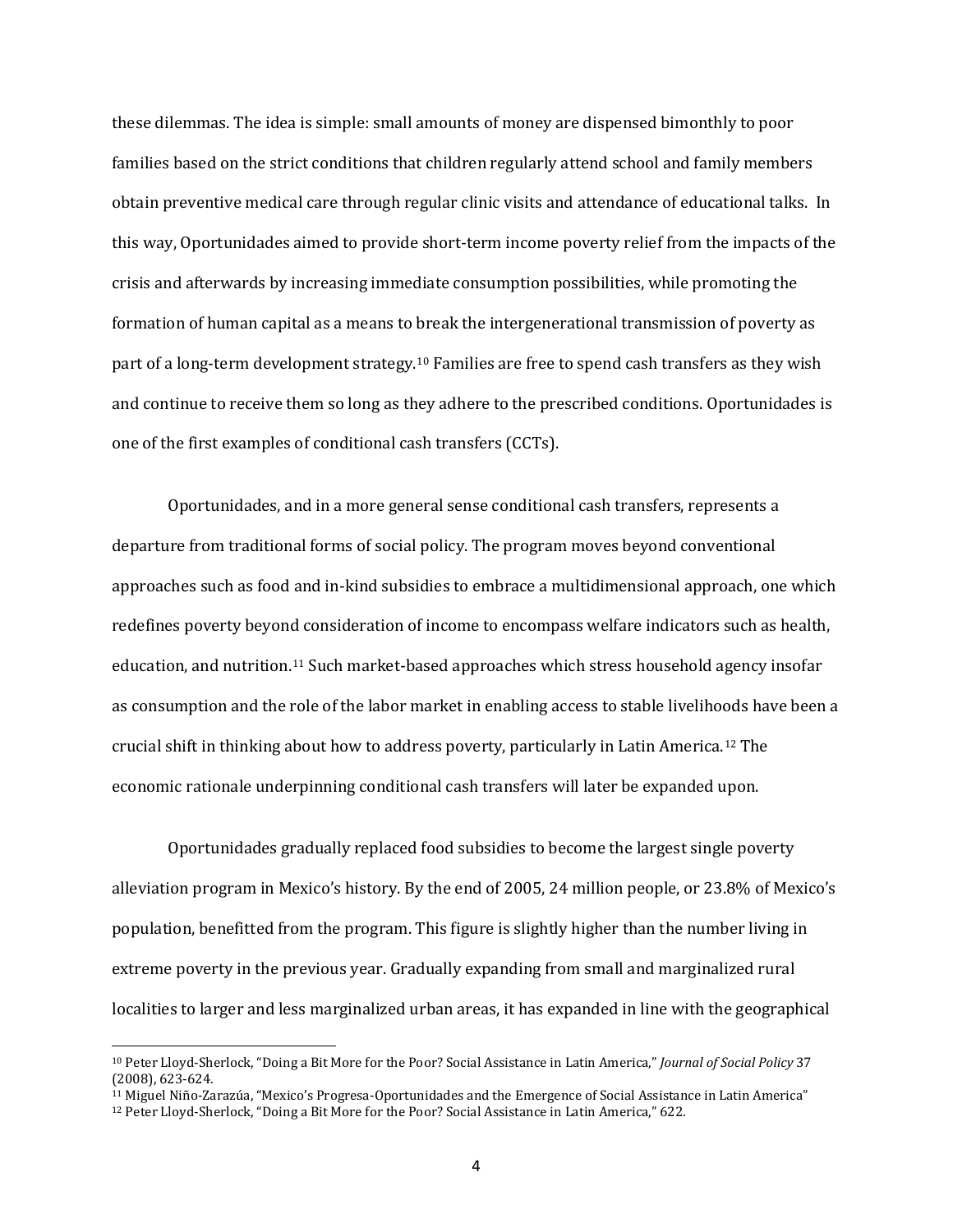these dilemmas. The idea is simple: small amounts of money are dispensed bimonthly to poor families based on the strict conditions that children regularly attend school and family members obtain preventive medical care through regular clinic visits and attendance of educational talks. In this way, Oportunidades aimed to provide short-term income poverty relief from the impacts of the crisis and afterwards by increasing immediate consumption possibilities, while promoting the formation of human capital as a means to break the intergenerational transmission of poverty as part of a long-term development strategy.[10] Families are free to spend cash transfers as they wish and continue to receive them so long as they adhere to the prescribed conditions. Oportunidades is one of the first examples of conditional cash transfers (CCTs).

Oportunidades, and in a more general sense conditional cash transfers, represents a departure from traditional forms of social policy. The program moves beyond conventional approaches such as food and in-kind subsidies to embrace a multidimensional approach, one which redefines poverty beyond consideration of income to encompass welfare indicators such as health, education, and nutrition.[11] Such market-based approaches which stress household agency insofar as consumption and the role of the labor market in enabling access to stable livelihoods have been a crucial shift in thinking about how to address poverty, particularly in Latin America.[12] The economic rationale underpinning conditional cash transfers will later be expanded upon.

Oportunidades gradually replaced food subsidies to become the largest single poverty alleviation program in Mexico's history. By the end of 2005, 24 million people, or 23.8% of Mexico's population, benefitted from the program. This figure is slightly higher than the number living in extreme poverty in the previous year. Gradually expanding from small and marginalized rural localities to larger and less marginalized urban areas, it has expanded in line with the geographical

---

[10] Peter Lloyd-Sherlock, "Doing a Bit More for the Poor? Social Assistance in Latin America," *Journal of Social Policy* 37 (2008), 623-624.

[11] Miguel Niño-Zarazúa, "Mexico's Progresa-Oportunidades and the Emergence of Social Assistance in Latin America"

[12] Peter Lloyd-Sherlock, "Doing a Bit More for the Poor? Social Assistance in Latin America," 622.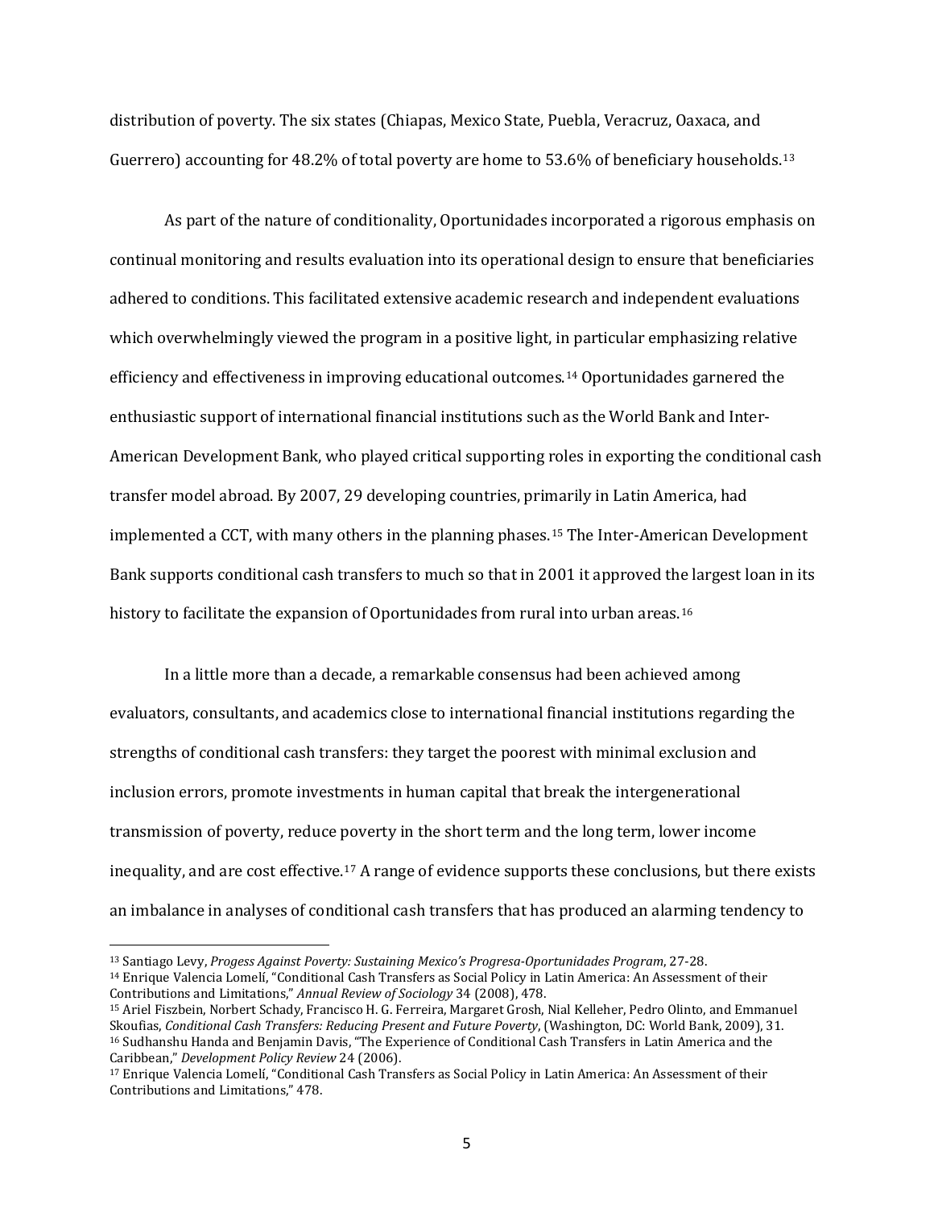distribution of poverty. The six states (Chiapas, Mexico State, Puebla, Veracruz, Oaxaca, and Guerrero) accounting for 48.2% of total poverty are home to 53.6% of beneficiary households.[13]

As part of the nature of conditionality, Oportunidades incorporated a rigorous emphasis on continual monitoring and results evaluation into its operational design to ensure that beneficiaries adhered to conditions. This facilitated extensive academic research and independent evaluations which overwhelmingly viewed the program in a positive light, in particular emphasizing relative efficiency and effectiveness in improving educational outcomes.[14] Oportunidades garnered the enthusiastic support of international financial institutions such as the World Bank and Inter-American Development Bank, who played critical supporting roles in exporting the conditional cash transfer model abroad. By 2007, 29 developing countries, primarily in Latin America, had implemented a CCT, with many others in the planning phases.[15] The Inter-American Development Bank supports conditional cash transfers to much so that in 2001 it approved the largest loan in its history to facilitate the expansion of Oportunidades from rural into urban areas.[16]

In a little more than a decade, a remarkable consensus had been achieved among evaluators, consultants, and academics close to international financial institutions regarding the strengths of conditional cash transfers: they target the poorest with minimal exclusion and inclusion errors, promote investments in human capital that break the intergenerational transmission of poverty, reduce poverty in the short term and the long term, lower income inequality, and are cost effective.[17] A range of evidence supports these conclusions, but there exists an imbalance in analyses of conditional cash transfers that has produced an alarming tendency to

---

[13] Santiago Levy, *Progess Against Poverty: Sustaining Mexico's Progresa-Oportunidades Program*, 27-28.

[14] Enrique Valencia Lomelí, "Conditional Cash Transfers as Social Policy in Latin America: An Assessment of their Contributions and Limitations," *Annual Review of Sociology* 34 (2008), 478.

[15] Ariel Fiszbein, Norbert Schady, Francisco H. G. Ferreira, Margaret Grosh, Nial Kelleher, Pedro Olinto, and Emmanuel Skoufias, *Conditional Cash Transfers: Reducing Present and Future Poverty*, (Washington, DC: World Bank, 2009), 31.

[16] Sudhanshu Handa and Benjamin Davis, "The Experience of Conditional Cash Transfers in Latin America and the Caribbean," *Development Policy Review* 24 (2006).

[17] Enrique Valencia Lomelí, "Conditional Cash Transfers as Social Policy in Latin America: An Assessment of their Contributions and Limitations," 478.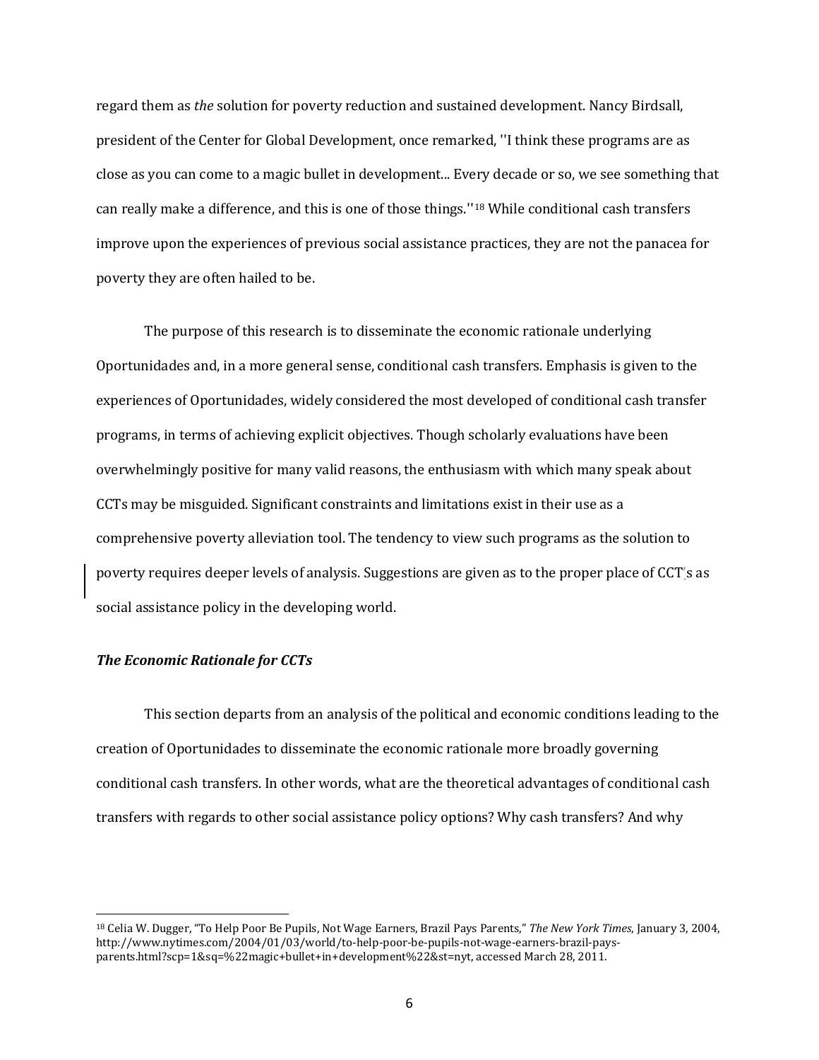regard them as *the* solution for poverty reduction and sustained development. Nancy Birdsall, president of the Center for Global Development, once remarked, ''I think these programs are as close as you can come to a magic bullet in development... Every decade or so, we see something that can really make a difference, and this is one of those things.''[18] While conditional cash transfers improve upon the experiences of previous social assistance practices, they are not the panacea for poverty they are often hailed to be.

The purpose of this research is to disseminate the economic rationale underlying Oportunidades and, in a more general sense, conditional cash transfers. Emphasis is given to the experiences of Oportunidades, widely considered the most developed of conditional cash transfer programs, in terms of achieving explicit objectives. Though scholarly evaluations have been overwhelmingly positive for many valid reasons, the enthusiasm with which many speak about CCTs may be misguided. Significant constraints and limitations exist in their use as a comprehensive poverty alleviation tool. The tendency to view such programs as the solution to poverty requires deeper levels of analysis. Suggestions are given as to the proper place of CCT's as social assistance policy in the developing world.

### *The Economic Rationale for CCTs*

This section departs from an analysis of the political and economic conditions leading to the creation of Oportunidades to disseminate the economic rationale more broadly governing conditional cash transfers. In other words, what are the theoretical advantages of conditional cash transfers with regards to other social assistance policy options? Why cash transfers? And why

---

[18] Celia W. Dugger, "To Help Poor Be Pupils, Not Wage Earners, Brazil Pays Parents," *The New York Times*, January 3, 2004, http://www.nytimes.com/2004/01/03/world/to-help-poor-be-pupils-not-wage-earners-brazil-pays-parents.html?scp=1&sq=%22magic+bullet+in+development%22&st=nyt, accessed March 28, 2011.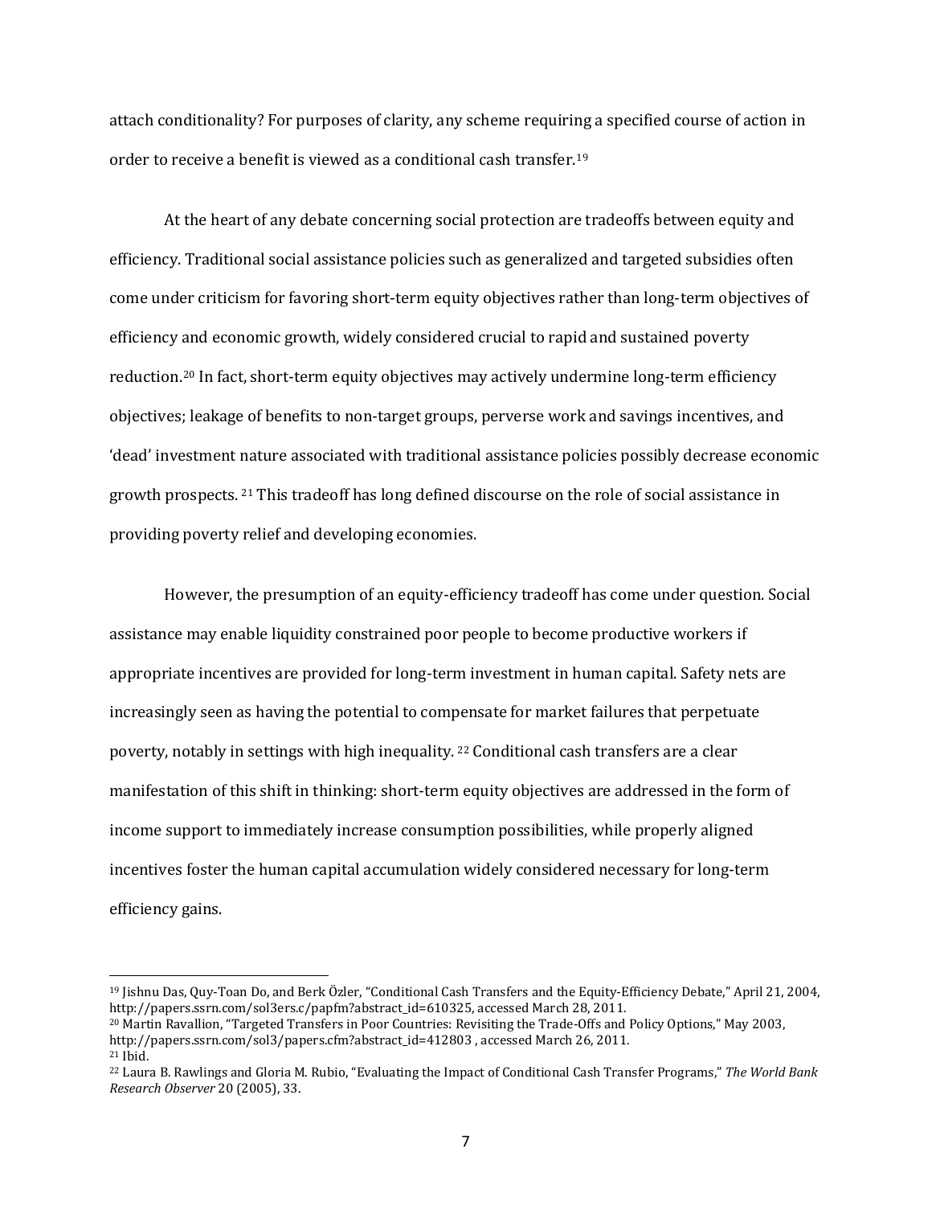attach conditionality? For purposes of clarity, any scheme requiring a specified course of action in order to receive a benefit is viewed as a conditional cash transfer.[19]

At the heart of any debate concerning social protection are tradeoffs between equity and efficiency. Traditional social assistance policies such as generalized and targeted subsidies often come under criticism for favoring short-term equity objectives rather than long-term objectives of efficiency and economic growth, widely considered crucial to rapid and sustained poverty reduction.[20] In fact, short-term equity objectives may actively undermine long-term efficiency objectives; leakage of benefits to non-target groups, perverse work and savings incentives, and 'dead' investment nature associated with traditional assistance policies possibly decrease economic growth prospects. [21] This tradeoff has long defined discourse on the role of social assistance in providing poverty relief and developing economies.

However, the presumption of an equity-efficiency tradeoff has come under question. Social assistance may enable liquidity constrained poor people to become productive workers if appropriate incentives are provided for long-term investment in human capital. Safety nets are increasingly seen as having the potential to compensate for market failures that perpetuate poverty, notably in settings with high inequality. [22] Conditional cash transfers are a clear manifestation of this shift in thinking: short-term equity objectives are addressed in the form of income support to immediately increase consumption possibilities, while properly aligned incentives foster the human capital accumulation widely considered necessary for long-term efficiency gains.

---

[19] Jishnu Das, Quy-Toan Do, and Berk Özler, "Conditional Cash Transfers and the Equity-Efficiency Debate," April 21, 2004, http://papers.ssrn.com/sol3ers.c/papfm?abstract_id=610325, accessed March 28, 2011.

[20] Martin Ravallion, "Targeted Transfers in Poor Countries: Revisiting the Trade-Offs and Policy Options," May 2003, http://papers.ssrn.com/sol3/papers.cfm?abstract_id=412803 , accessed March 26, 2011.

[21] Ibid.

[22] Laura B. Rawlings and Gloria M. Rubio, "Evaluating the Impact of Conditional Cash Transfer Programs," *The World Bank Research Observer* 20 (2005), 33.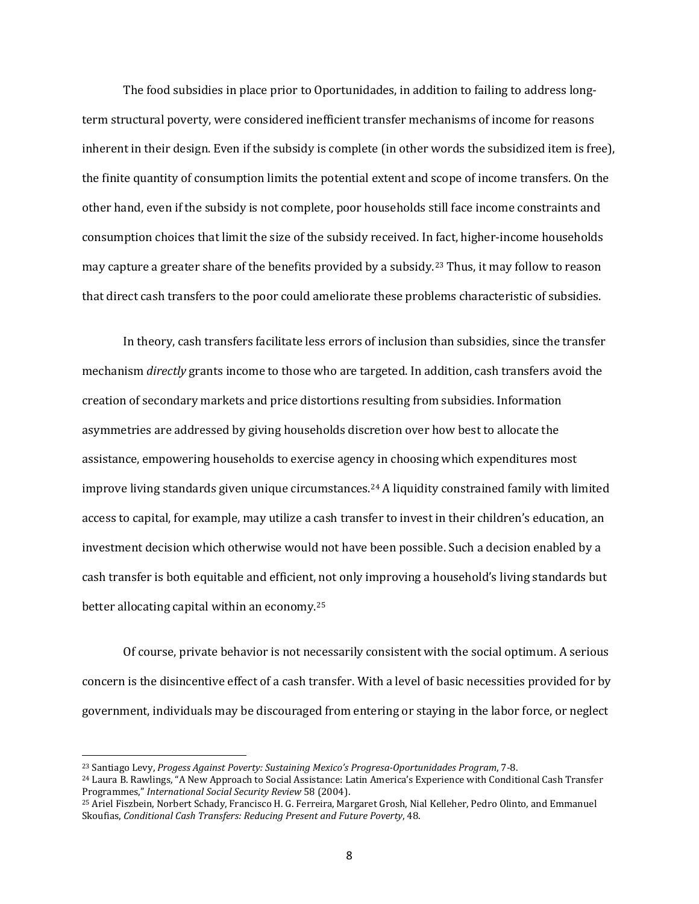The food subsidies in place prior to Oportunidades, in addition to failing to address long-term structural poverty, were considered inefficient transfer mechanisms of income for reasons inherent in their design. Even if the subsidy is complete (in other words the subsidized item is free), the finite quantity of consumption limits the potential extent and scope of income transfers. On the other hand, even if the subsidy is not complete, poor households still face income constraints and consumption choices that limit the size of the subsidy received. In fact, higher-income households may capture a greater share of the benefits provided by a subsidy.[23] Thus, it may follow to reason that direct cash transfers to the poor could ameliorate these problems characteristic of subsidies.

In theory, cash transfers facilitate less errors of inclusion than subsidies, since the transfer mechanism *directly* grants income to those who are targeted. In addition, cash transfers avoid the creation of secondary markets and price distortions resulting from subsidies. Information asymmetries are addressed by giving households discretion over how best to allocate the assistance, empowering households to exercise agency in choosing which expenditures most improve living standards given unique circumstances.[24] A liquidity constrained family with limited access to capital, for example, may utilize a cash transfer to invest in their children's education, an investment decision which otherwise would not have been possible. Such a decision enabled by a cash transfer is both equitable and efficient, not only improving a household's living standards but better allocating capital within an economy.[25]

Of course, private behavior is not necessarily consistent with the social optimum. A serious concern is the disincentive effect of a cash transfer. With a level of basic necessities provided for by government, individuals may be discouraged from entering or staying in the labor force, or neglect

---

[23] Santiago Levy, *Progess Against Poverty: Sustaining Mexico's Progresa-Oportunidades Program*, 7-8.

[24] Laura B. Rawlings, "A New Approach to Social Assistance: Latin America's Experience with Conditional Cash Transfer Programmes," *International Social Security Review* 58 (2004).

[25] Ariel Fiszbein, Norbert Schady, Francisco H. G. Ferreira, Margaret Grosh, Nial Kelleher, Pedro Olinto, and Emmanuel Skoufias, *Conditional Cash Transfers: Reducing Present and Future Poverty*, 48.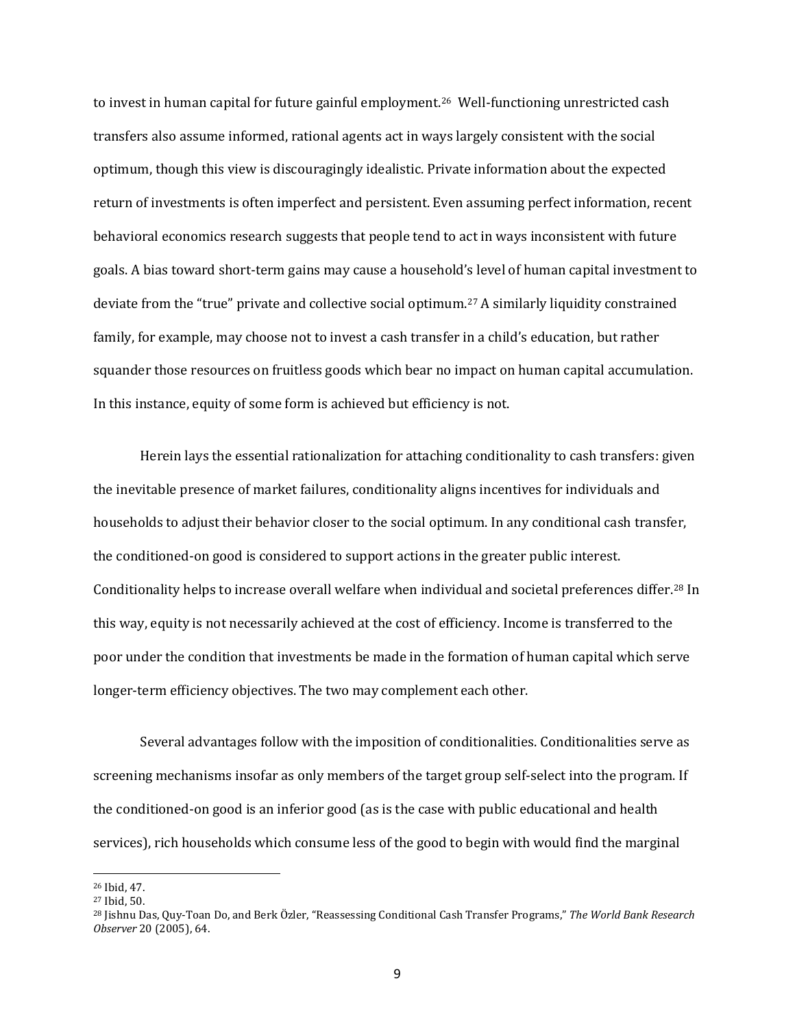to invest in human capital for future gainful employment.[26] Well-functioning unrestricted cash transfers also assume informed, rational agents act in ways largely consistent with the social optimum, though this view is discouragingly idealistic. Private information about the expected return of investments is often imperfect and persistent. Even assuming perfect information, recent behavioral economics research suggests that people tend to act in ways inconsistent with future goals. A bias toward short-term gains may cause a household's level of human capital investment to deviate from the "true" private and collective social optimum.[27] A similarly liquidity constrained family, for example, may choose not to invest a cash transfer in a child's education, but rather squander those resources on fruitless goods which bear no impact on human capital accumulation. In this instance, equity of some form is achieved but efficiency is not.

Herein lays the essential rationalization for attaching conditionality to cash transfers: given the inevitable presence of market failures, conditionality aligns incentives for individuals and households to adjust their behavior closer to the social optimum. In any conditional cash transfer, the conditioned-on good is considered to support actions in the greater public interest. Conditionality helps to increase overall welfare when individual and societal preferences differ.[28] In this way, equity is not necessarily achieved at the cost of efficiency. Income is transferred to the poor under the condition that investments be made in the formation of human capital which serve longer-term efficiency objectives. The two may complement each other.

Several advantages follow with the imposition of conditionalities. Conditionalities serve as screening mechanisms insofar as only members of the target group self-select into the program. If the conditioned-on good is an inferior good (as is the case with public educational and health services), rich households which consume less of the good to begin with would find the marginal

[26] Ibid, 47.

[27] Ibid, 50.

[28] Jishnu Das, Quy-Toan Do, and Berk Özler, "Reassessing Conditional Cash Transfer Programs," *The World Bank Research Observer* 20 (2005), 64.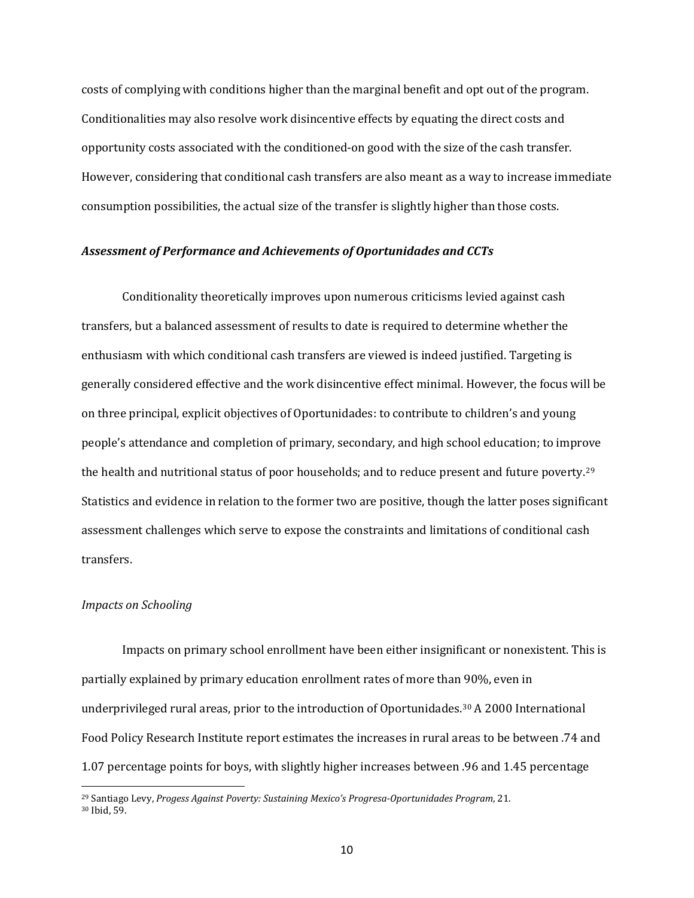costs of complying with conditions higher than the marginal benefit and opt out of the program. Conditionalities may also resolve work disincentive effects by equating the direct costs and opportunity costs associated with the conditioned-on good with the size of the cash transfer. However, considering that conditional cash transfers are also meant as a way to increase immediate consumption possibilities, the actual size of the transfer is slightly higher than those costs.

### *Assessment of Performance and Achievements of Oportunidades and CCTs*

Conditionality theoretically improves upon numerous criticisms levied against cash transfers, but a balanced assessment of results to date is required to determine whether the enthusiasm with which conditional cash transfers are viewed is indeed justified. Targeting is generally considered effective and the work disincentive effect minimal. However, the focus will be on three principal, explicit objectives of Oportunidades: to contribute to children's and young people's attendance and completion of primary, secondary, and high school education; to improve the health and nutritional status of poor households; and to reduce present and future poverty.[29] Statistics and evidence in relation to the former two are positive, though the latter poses significant assessment challenges which serve to expose the constraints and limitations of conditional cash transfers.

#### *Impacts on Schooling*

Impacts on primary school enrollment have been either insignificant or nonexistent. This is partially explained by primary education enrollment rates of more than 90%, even in underprivileged rural areas, prior to the introduction of Oportunidades.[30] A 2000 International Food Policy Research Institute report estimates the increases in rural areas to be between .74 and 1.07 percentage points for boys, with slightly higher increases between .96 and 1.45 percentage

---

[29] Santiago Levy, *Progess Against Poverty: Sustaining Mexico's Progresa-Oportunidades Program*, 21.

[30] Ibid, 59.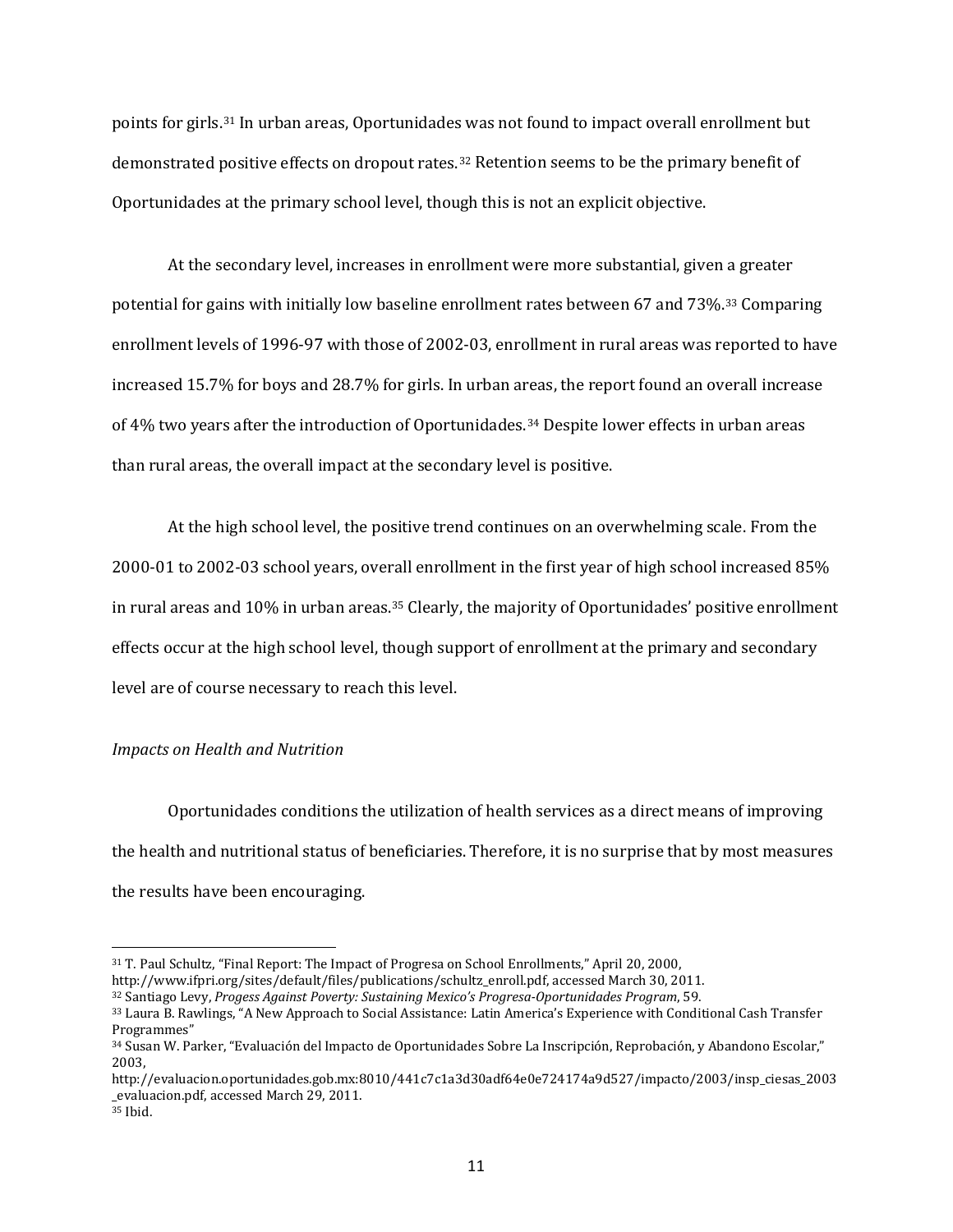points for girls.[31] In urban areas, Oportunidades was not found to impact overall enrollment but demonstrated positive effects on dropout rates.[32] Retention seems to be the primary benefit of Oportunidades at the primary school level, though this is not an explicit objective.

At the secondary level, increases in enrollment were more substantial, given a greater potential for gains with initially low baseline enrollment rates between 67 and 73%.[33] Comparing enrollment levels of 1996-97 with those of 2002-03, enrollment in rural areas was reported to have increased 15.7% for boys and 28.7% for girls. In urban areas, the report found an overall increase of 4% two years after the introduction of Oportunidades.[34] Despite lower effects in urban areas than rural areas, the overall impact at the secondary level is positive.

At the high school level, the positive trend continues on an overwhelming scale. From the 2000-01 to 2002-03 school years, overall enrollment in the first year of high school increased 85% in rural areas and 10% in urban areas.[35] Clearly, the majority of Oportunidades' positive enrollment effects occur at the high school level, though support of enrollment at the primary and secondary level are of course necessary to reach this level.

*Impacts on Health and Nutrition*

Oportunidades conditions the utilization of health services as a direct means of improving the health and nutritional status of beneficiaries. Therefore, it is no surprise that by most measures the results have been encouraging.

---

[31] T. Paul Schultz, "Final Report: The Impact of Progresa on School Enrollments," April 20, 2000, http://www.ifpri.org/sites/default/files/publications/schultz_enroll.pdf, accessed March 30, 2011.

[32] Santiago Levy, *Progess Against Poverty: Sustaining Mexico's Progresa-Oportunidades Program*, 59.

[33] Laura B. Rawlings, "A New Approach to Social Assistance: Latin America's Experience with Conditional Cash Transfer Programmes"

[34] Susan W. Parker, "Evaluación del Impacto de Oportunidades Sobre La Inscripción, Reprobación, y Abandono Escolar," 2003, http://evaluacion.oportunidades.gob.mx:8010/441c7c1a3d30adf64e0e724174a9d527/impacto/2003/insp_ciesas_2003_evaluacion.pdf, accessed March 29, 2011.

[35] Ibid.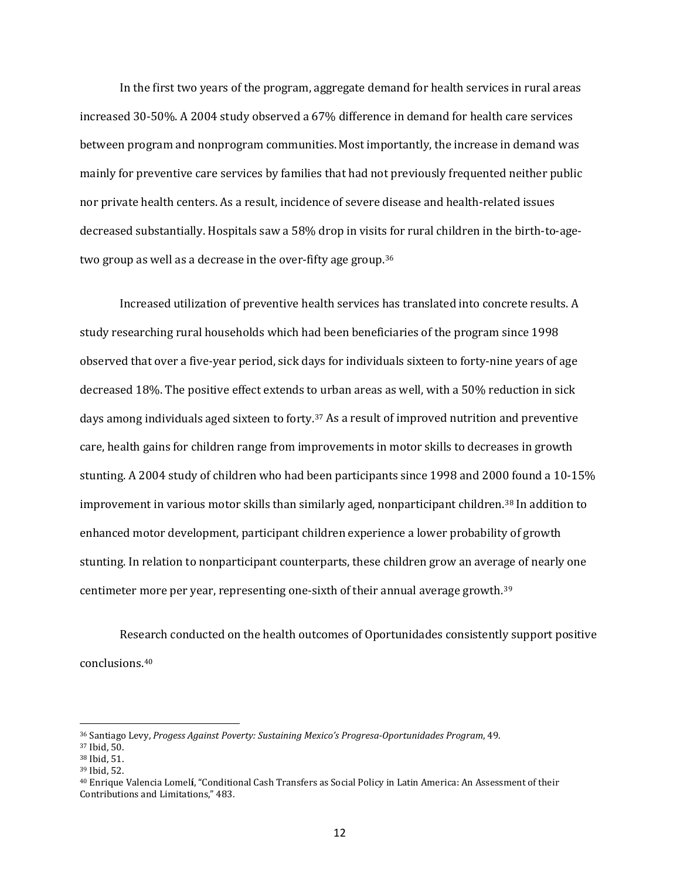In the first two years of the program, aggregate demand for health services in rural areas increased 30-50%. A 2004 study observed a 67% difference in demand for health care services between program and nonprogram communities. Most importantly, the increase in demand was mainly for preventive care services by families that had not previously frequented neither public nor private health centers. As a result, incidence of severe disease and health-related issues decreased substantially. Hospitals saw a 58% drop in visits for rural children in the birth-to-age-two group as well as a decrease in the over-fifty age group.[36]

Increased utilization of preventive health services has translated into concrete results. A study researching rural households which had been beneficiaries of the program since 1998 observed that over a five-year period, sick days for individuals sixteen to forty-nine years of age decreased 18%. The positive effect extends to urban areas as well, with a 50% reduction in sick days among individuals aged sixteen to forty.[37] As a result of improved nutrition and preventive care, health gains for children range from improvements in motor skills to decreases in growth stunting. A 2004 study of children who had been participants since 1998 and 2000 found a 10-15% improvement in various motor skills than similarly aged, nonparticipant children.[38] In addition to enhanced motor development, participant children experience a lower probability of growth stunting. In relation to nonparticipant counterparts, these children grow an average of nearly one centimeter more per year, representing one-sixth of their annual average growth.[39]

Research conducted on the health outcomes of Oportunidades consistently support positive conclusions.[40]

---

[36] Santiago Levy, *Progess Against Poverty: Sustaining Mexico's Progresa-Oportunidades Program*, 49.

[37] Ibid, 50.

[38] Ibid, 51.

[39] Ibid, 52.

[40] Enrique Valencia Lomelí, "Conditional Cash Transfers as Social Policy in Latin America: An Assessment of their Contributions and Limitations," 483.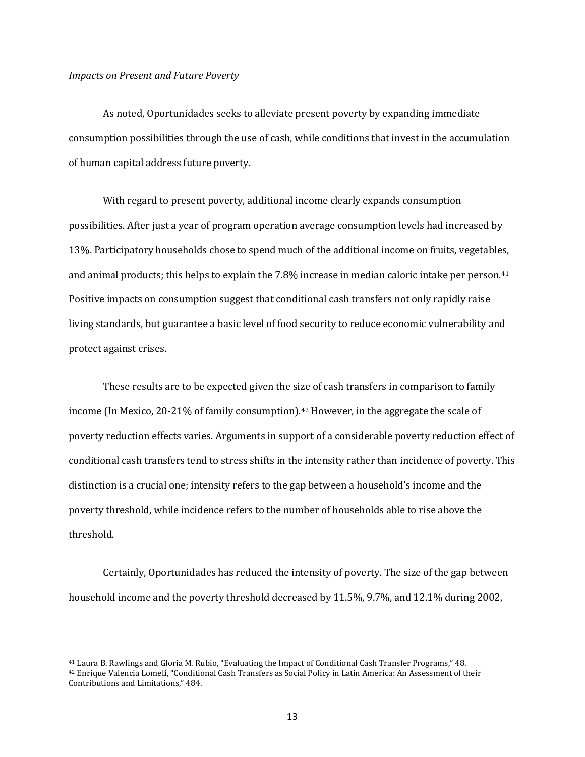*Impacts on Present and Future Poverty*

As noted, Oportunidades seeks to alleviate present poverty by expanding immediate consumption possibilities through the use of cash, while conditions that invest in the accumulation of human capital address future poverty.

With regard to present poverty, additional income clearly expands consumption possibilities. After just a year of program operation average consumption levels had increased by 13%. Participatory households chose to spend much of the additional income on fruits, vegetables, and animal products; this helps to explain the 7.8% increase in median caloric intake per person.[41] Positive impacts on consumption suggest that conditional cash transfers not only rapidly raise living standards, but guarantee a basic level of food security to reduce economic vulnerability and protect against crises.

These results are to be expected given the size of cash transfers in comparison to family income (In Mexico, 20-21% of family consumption).[42] However, in the aggregate the scale of poverty reduction effects varies. Arguments in support of a considerable poverty reduction effect of conditional cash transfers tend to stress shifts in the intensity rather than incidence of poverty. This distinction is a crucial one; intensity refers to the gap between a household's income and the poverty threshold, while incidence refers to the number of households able to rise above the threshold.

Certainly, Oportunidades has reduced the intensity of poverty. The size of the gap between household income and the poverty threshold decreased by 11.5%, 9.7%, and 12.1% during 2002,

---

[41] Laura B. Rawlings and Gloria M. Rubio, "Evaluating the Impact of Conditional Cash Transfer Programs," 48.

[42] Enrique Valencia Lomelí, "Conditional Cash Transfers as Social Policy in Latin America: An Assessment of their Contributions and Limitations," 484.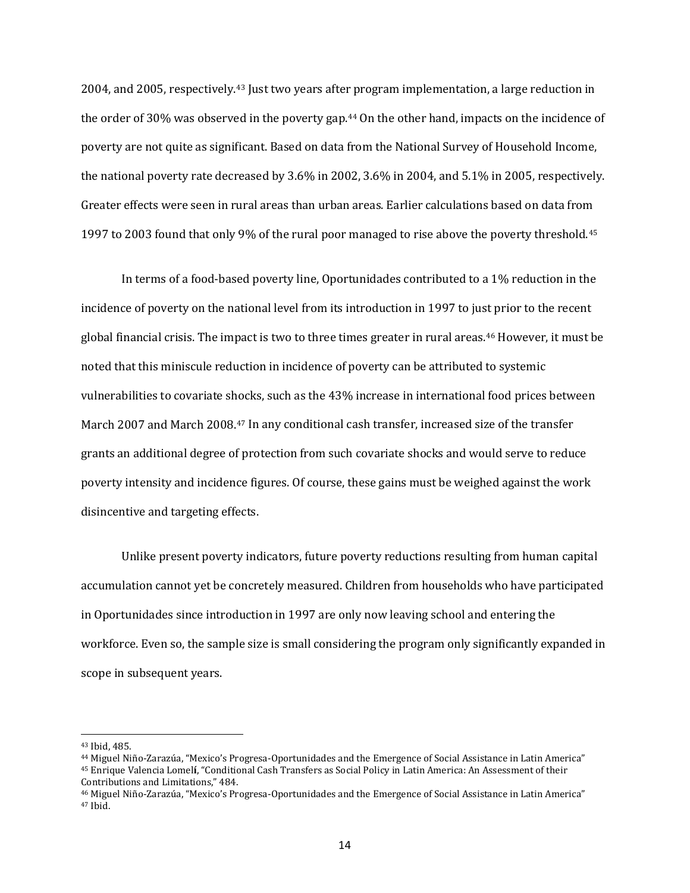2004, and 2005, respectively.[43] Just two years after program implementation, a large reduction in the order of 30% was observed in the poverty gap.[44] On the other hand, impacts on the incidence of poverty are not quite as significant. Based on data from the National Survey of Household Income, the national poverty rate decreased by 3.6% in 2002, 3.6% in 2004, and 5.1% in 2005, respectively. Greater effects were seen in rural areas than urban areas. Earlier calculations based on data from 1997 to 2003 found that only 9% of the rural poor managed to rise above the poverty threshold.[45]

In terms of a food-based poverty line, Oportunidades contributed to a 1% reduction in the incidence of poverty on the national level from its introduction in 1997 to just prior to the recent global financial crisis. The impact is two to three times greater in rural areas.[46] However, it must be noted that this miniscule reduction in incidence of poverty can be attributed to systemic vulnerabilities to covariate shocks, such as the 43% increase in international food prices between March 2007 and March 2008.[47] In any conditional cash transfer, increased size of the transfer grants an additional degree of protection from such covariate shocks and would serve to reduce poverty intensity and incidence figures. Of course, these gains must be weighed against the work disincentive and targeting effects.

Unlike present poverty indicators, future poverty reductions resulting from human capital accumulation cannot yet be concretely measured. Children from households who have participated in Oportunidades since introduction in 1997 are only now leaving school and entering the workforce. Even so, the sample size is small considering the program only significantly expanded in scope in subsequent years.

---

[43] Ibid, 485.
[44] Miguel Niño-Zarazúa, "Mexico's Progresa-Oportunidades and the Emergence of Social Assistance in Latin America"
[45] Enrique Valencia Lomelí, "Conditional Cash Transfers as Social Policy in Latin America: An Assessment of their Contributions and Limitations," 484.
[46] Miguel Niño-Zarazúa, "Mexico's Progresa-Oportunidades and the Emergence of Social Assistance in Latin America"
[47] Ibid.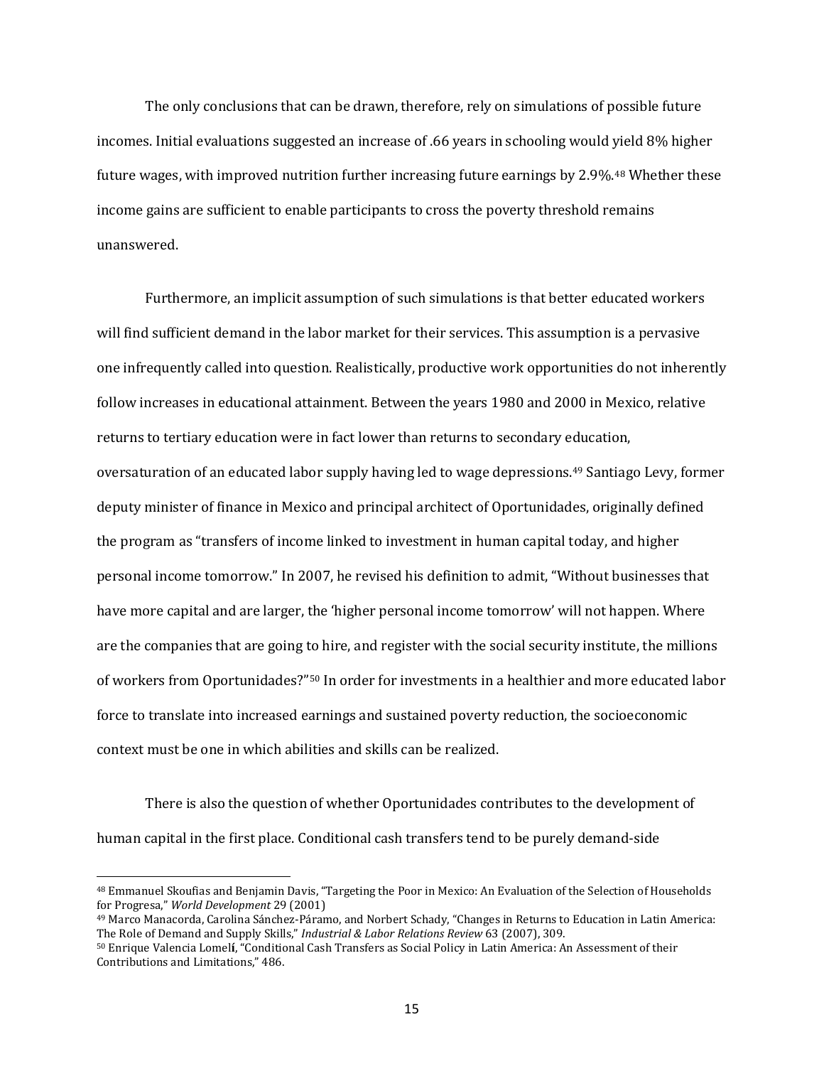The only conclusions that can be drawn, therefore, rely on simulations of possible future incomes. Initial evaluations suggested an increase of .66 years in schooling would yield 8% higher future wages, with improved nutrition further increasing future earnings by 2.9%.[48] Whether these income gains are sufficient to enable participants to cross the poverty threshold remains unanswered.

Furthermore, an implicit assumption of such simulations is that better educated workers will find sufficient demand in the labor market for their services. This assumption is a pervasive one infrequently called into question. Realistically, productive work opportunities do not inherently follow increases in educational attainment. Between the years 1980 and 2000 in Mexico, relative returns to tertiary education were in fact lower than returns to secondary education, oversaturation of an educated labor supply having led to wage depressions.[49] Santiago Levy, former deputy minister of finance in Mexico and principal architect of Oportunidades, originally defined the program as "transfers of income linked to investment in human capital today, and higher personal income tomorrow." In 2007, he revised his definition to admit, "Without businesses that have more capital and are larger, the 'higher personal income tomorrow' will not happen. Where are the companies that are going to hire, and register with the social security institute, the millions of workers from Oportunidades?"[50] In order for investments in a healthier and more educated labor force to translate into increased earnings and sustained poverty reduction, the socioeconomic context must be one in which abilities and skills can be realized.

There is also the question of whether Oportunidades contributes to the development of human capital in the first place. Conditional cash transfers tend to be purely demand-side

[48] Emmanuel Skoufias and Benjamin Davis, "Targeting the Poor in Mexico: An Evaluation of the Selection of Households for Progresa," *World Development* 29 (2001)

[49] Marco Manacorda, Carolina Sánchez-Páramo, and Norbert Schady, "Changes in Returns to Education in Latin America: The Role of Demand and Supply Skills," *Industrial & Labor Relations Review* 63 (2007), 309.

[50] Enrique Valencia Lomelí, "Conditional Cash Transfers as Social Policy in Latin America: An Assessment of their Contributions and Limitations," 486.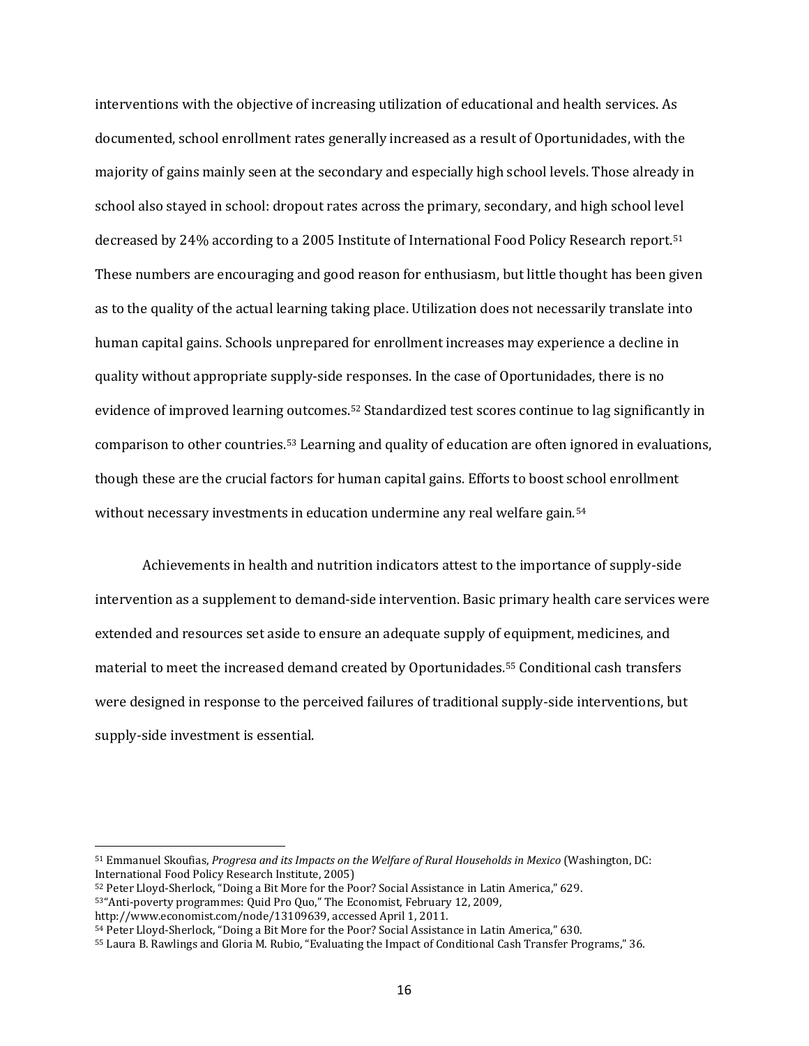interventions with the objective of increasing utilization of educational and health services. As documented, school enrollment rates generally increased as a result of Oportunidades, with the majority of gains mainly seen at the secondary and especially high school levels. Those already in school also stayed in school: dropout rates across the primary, secondary, and high school level decreased by 24% according to a 2005 Institute of International Food Policy Research report.[51] These numbers are encouraging and good reason for enthusiasm, but little thought has been given as to the quality of the actual learning taking place. Utilization does not necessarily translate into human capital gains. Schools unprepared for enrollment increases may experience a decline in quality without appropriate supply-side responses. In the case of Oportunidades, there is no evidence of improved learning outcomes.[52] Standardized test scores continue to lag significantly in comparison to other countries.[53] Learning and quality of education are often ignored in evaluations, though these are the crucial factors for human capital gains. Efforts to boost school enrollment without necessary investments in education undermine any real welfare gain.[54]

Achievements in health and nutrition indicators attest to the importance of supply-side intervention as a supplement to demand-side intervention. Basic primary health care services were extended and resources set aside to ensure an adequate supply of equipment, medicines, and material to meet the increased demand created by Oportunidades.[55] Conditional cash transfers were designed in response to the perceived failures of traditional supply-side interventions, but supply-side investment is essential.

---

[51] Emmanuel Skoufias, *Progresa and its Impacts on the Welfare of Rural Households in Mexico* (Washington, DC: International Food Policy Research Institute, 2005)

[52] Peter Lloyd-Sherlock, "Doing a Bit More for the Poor? Social Assistance in Latin America," 629.

[53] "Anti-poverty programmes: Quid Pro Quo," The Economist, February 12, 2009, http://www.economist.com/node/13109639, accessed April 1, 2011.

[54] Peter Lloyd-Sherlock, "Doing a Bit More for the Poor? Social Assistance in Latin America," 630.

[55] Laura B. Rawlings and Gloria M. Rubio, "Evaluating the Impact of Conditional Cash Transfer Programs," 36.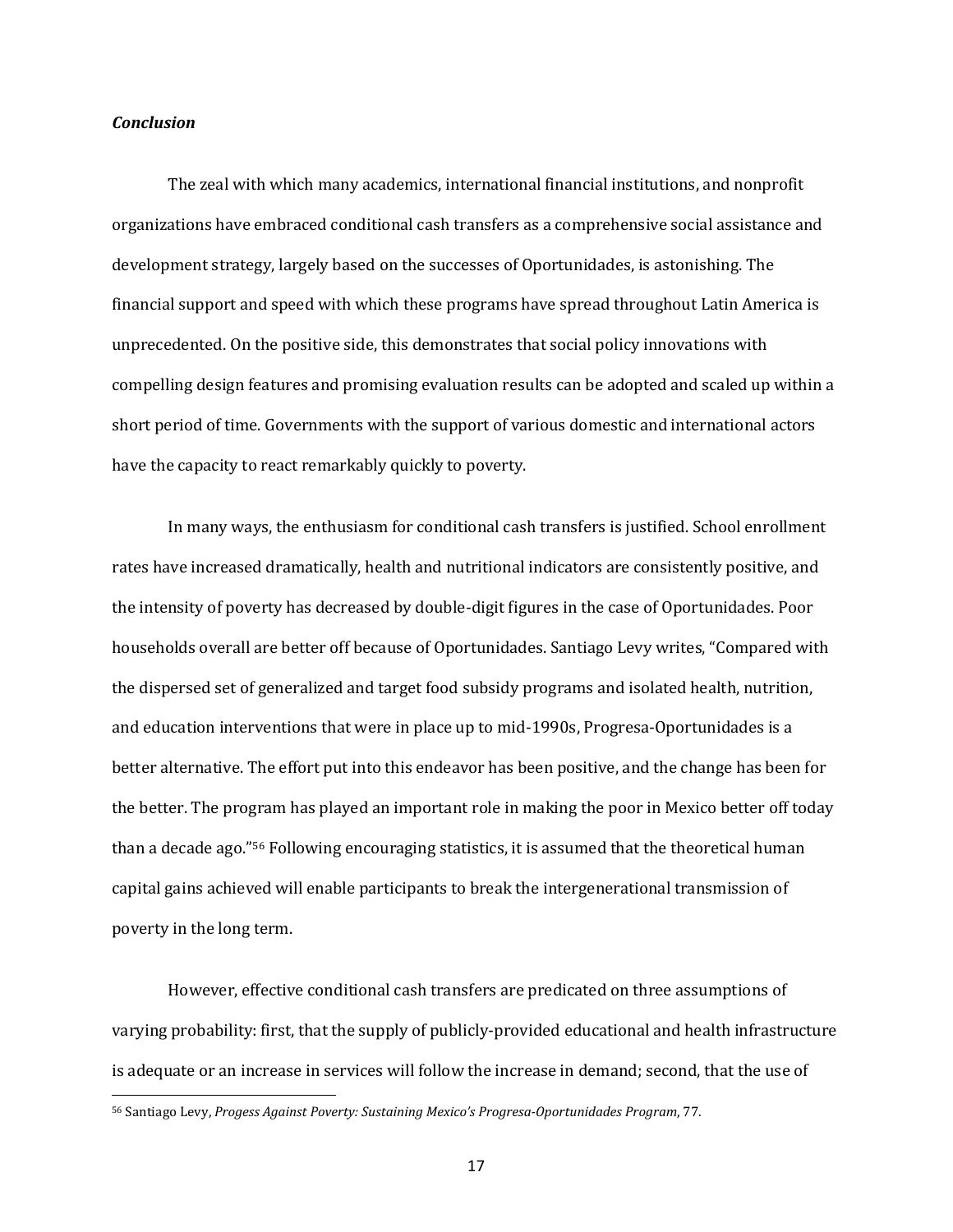***Conclusion***

The zeal with which many academics, international financial institutions, and nonprofit organizations have embraced conditional cash transfers as a comprehensive social assistance and development strategy, largely based on the successes of Oportunidades, is astonishing. The financial support and speed with which these programs have spread throughout Latin America is unprecedented. On the positive side, this demonstrates that social policy innovations with compelling design features and promising evaluation results can be adopted and scaled up within a short period of time. Governments with the support of various domestic and international actors have the capacity to react remarkably quickly to poverty.

In many ways, the enthusiasm for conditional cash transfers is justified. School enrollment rates have increased dramatically, health and nutritional indicators are consistently positive, and the intensity of poverty has decreased by double-digit figures in the case of Oportunidades. Poor households overall are better off because of Oportunidades. Santiago Levy writes, "Compared with the dispersed set of generalized and target food subsidy programs and isolated health, nutrition, and education interventions that were in place up to mid-1990s, Progresa-Oportunidades is a better alternative. The effort put into this endeavor has been positive, and the change has been for the better. The program has played an important role in making the poor in Mexico better off today than a decade ago."[56] Following encouraging statistics, it is assumed that the theoretical human capital gains achieved will enable participants to break the intergenerational transmission of poverty in the long term.

However, effective conditional cash transfers are predicated on three assumptions of varying probability: first, that the supply of publicly-provided educational and health infrastructure is adequate or an increase in services will follow the increase in demand; second, that the use of

[56] Santiago Levy, *Progess Against Poverty: Sustaining Mexico's Progresa-Oportunidades Program*, 77.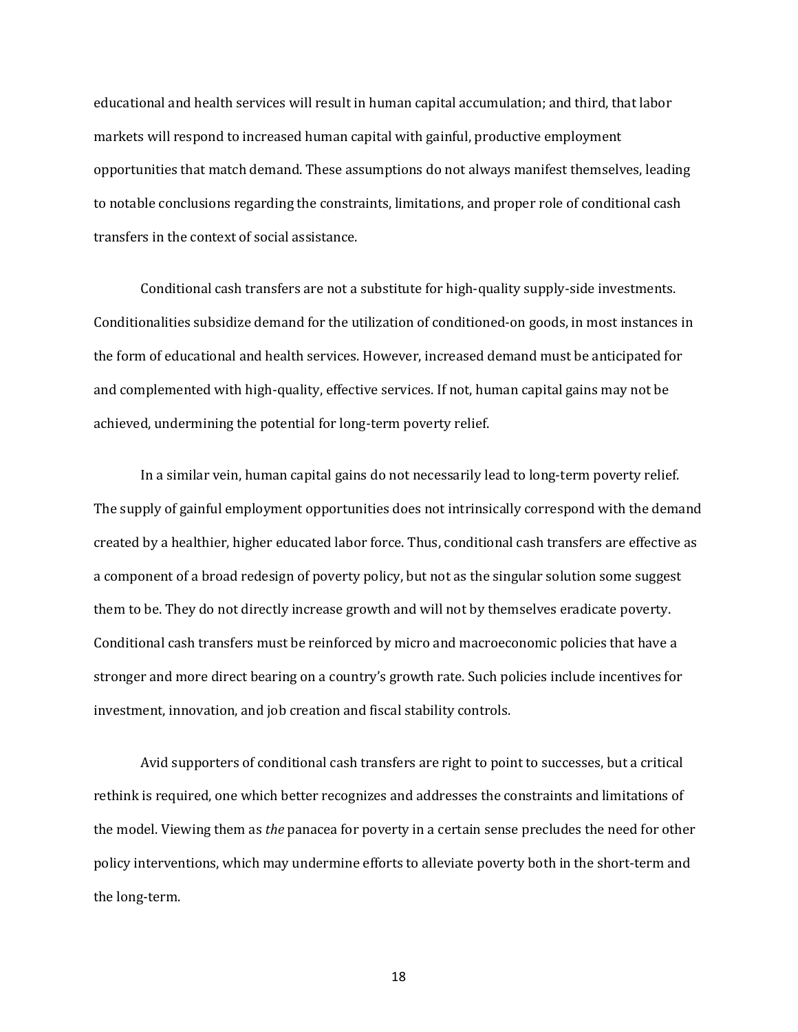educational and health services will result in human capital accumulation; and third, that labor markets will respond to increased human capital with gainful, productive employment opportunities that match demand. These assumptions do not always manifest themselves, leading to notable conclusions regarding the constraints, limitations, and proper role of conditional cash transfers in the context of social assistance.

Conditional cash transfers are not a substitute for high-quality supply-side investments. Conditionalities subsidize demand for the utilization of conditioned-on goods, in most instances in the form of educational and health services. However, increased demand must be anticipated for and complemented with high-quality, effective services. If not, human capital gains may not be achieved, undermining the potential for long-term poverty relief.

In a similar vein, human capital gains do not necessarily lead to long-term poverty relief. The supply of gainful employment opportunities does not intrinsically correspond with the demand created by a healthier, higher educated labor force. Thus, conditional cash transfers are effective as a component of a broad redesign of poverty policy, but not as the singular solution some suggest them to be. They do not directly increase growth and will not by themselves eradicate poverty. Conditional cash transfers must be reinforced by micro and macroeconomic policies that have a stronger and more direct bearing on a country's growth rate. Such policies include incentives for investment, innovation, and job creation and fiscal stability controls.

Avid supporters of conditional cash transfers are right to point to successes, but a critical rethink is required, one which better recognizes and addresses the constraints and limitations of the model. Viewing them as *the* panacea for poverty in a certain sense precludes the need for other policy interventions, which may undermine efforts to alleviate poverty both in the short-term and the long-term.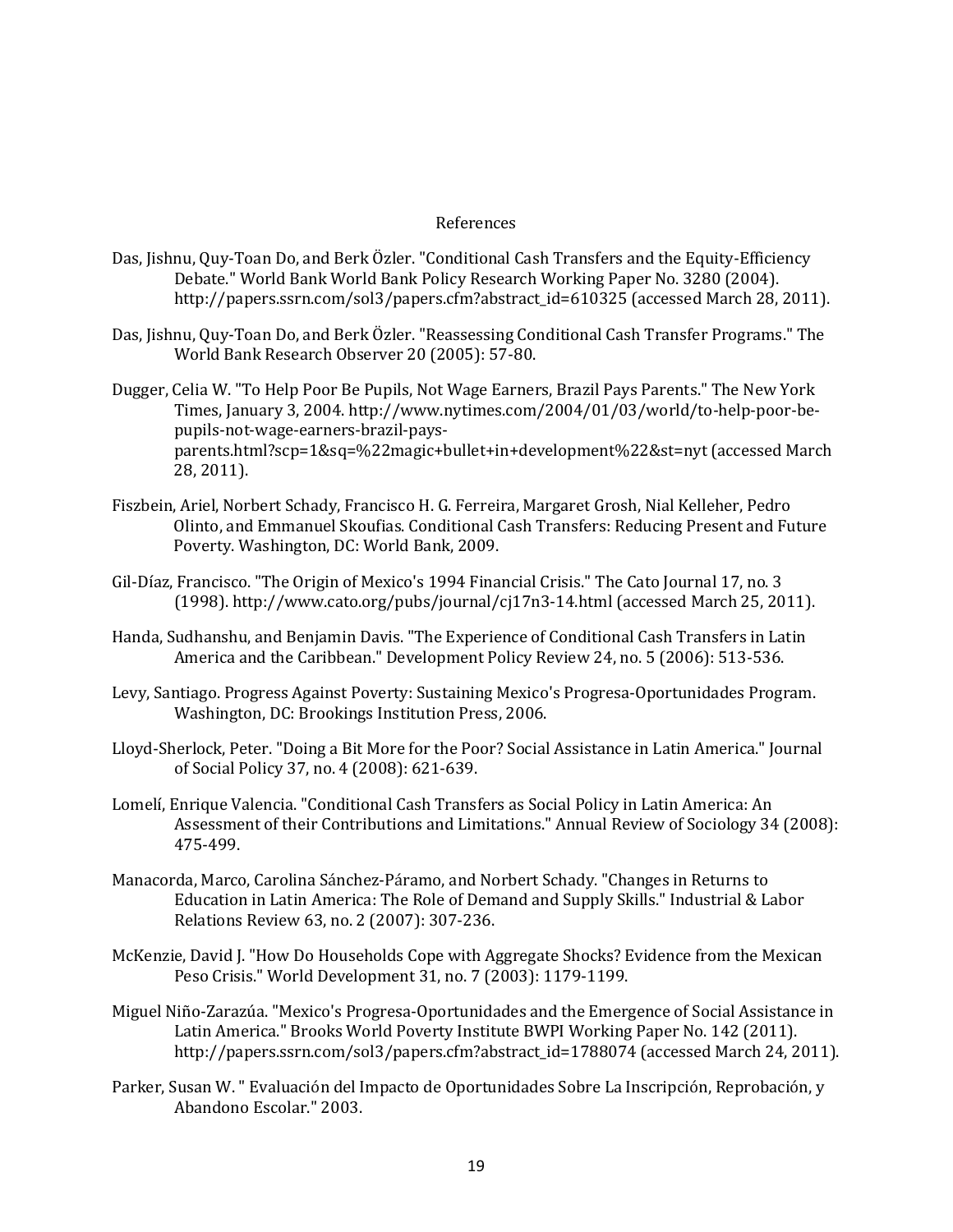## References

Das, Jishnu, Quy-Toan Do, and Berk Özler. "Conditional Cash Transfers and the Equity-Efficiency Debate." World Bank World Bank Policy Research Working Paper No. 3280 (2004). http://papers.ssrn.com/sol3/papers.cfm?abstract_id=610325 (accessed March 28, 2011).

Das, Jishnu, Quy-Toan Do, and Berk Özler. "Reassessing Conditional Cash Transfer Programs." The World Bank Research Observer 20 (2005): 57-80.

Dugger, Celia W. "To Help Poor Be Pupils, Not Wage Earners, Brazil Pays Parents." The New York Times, January 3, 2004. http://www.nytimes.com/2004/01/03/world/to-help-poor-be-pupils-not-wage-earners-brazil-pays-parents.html?scp=1&sq=%22magic+bullet+in+development%22&st=nyt (accessed March 28, 2011).

Fiszbein, Ariel, Norbert Schady, Francisco H. G. Ferreira, Margaret Grosh, Nial Kelleher, Pedro Olinto, and Emmanuel Skoufias. Conditional Cash Transfers: Reducing Present and Future Poverty. Washington, DC: World Bank, 2009.

Gil-Díaz, Francisco. "The Origin of Mexico's 1994 Financial Crisis." The Cato Journal 17, no. 3 (1998). http://www.cato.org/pubs/journal/cj17n3-14.html (accessed March 25, 2011).

Handa, Sudhanshu, and Benjamin Davis. "The Experience of Conditional Cash Transfers in Latin America and the Caribbean." Development Policy Review 24, no. 5 (2006): 513-536.

Levy, Santiago. Progress Against Poverty: Sustaining Mexico's Progresa-Oportunidades Program. Washington, DC: Brookings Institution Press, 2006.

Lloyd-Sherlock, Peter. "Doing a Bit More for the Poor? Social Assistance in Latin America." Journal of Social Policy 37, no. 4 (2008): 621-639.

Lomelí, Enrique Valencia. "Conditional Cash Transfers as Social Policy in Latin America: An Assessment of their Contributions and Limitations." Annual Review of Sociology 34 (2008): 475-499.

Manacorda, Marco, Carolina Sánchez-Páramo, and Norbert Schady. "Changes in Returns to Education in Latin America: The Role of Demand and Supply Skills." Industrial & Labor Relations Review 63, no. 2 (2007): 307-236.

McKenzie, David J. "How Do Households Cope with Aggregate Shocks? Evidence from the Mexican Peso Crisis." World Development 31, no. 7 (2003): 1179-1199.

Miguel Niño-Zarazúa. "Mexico's Progresa-Oportunidades and the Emergence of Social Assistance in Latin America." Brooks World Poverty Institute BWPI Working Paper No. 142 (2011). http://papers.ssrn.com/sol3/papers.cfm?abstract_id=1788074 (accessed March 24, 2011).

Parker, Susan W. " Evaluación del Impacto de Oportunidades Sobre La Inscripción, Reprobación, y Abandono Escolar." 2003.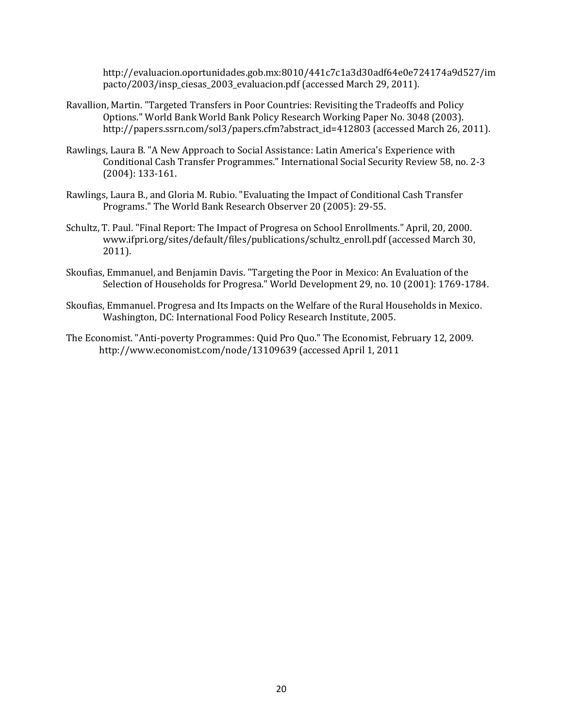http://evaluacion.oportunidades.gob.mx:8010/441c7c1a3d30adf64e0e724174a9d527/impacto/2003/insp_ciesas_2003_evaluacion.pdf (accessed March 29, 2011).

Ravallion, Martin. "Targeted Transfers in Poor Countries: Revisiting the Tradeoffs and Policy Options." World Bank World Bank Policy Research Working Paper No. 3048 (2003). http://papers.ssrn.com/sol3/papers.cfm?abstract_id=412803 (accessed March 26, 2011).

Rawlings, Laura B. "A New Approach to Social Assistance: Latin America's Experience with Conditional Cash Transfer Programmes." International Social Security Review 58, no. 2-3 (2004): 133-161.

Rawlings, Laura B., and Gloria M. Rubio. "Evaluating the Impact of Conditional Cash Transfer Programs." The World Bank Research Observer 20 (2005): 29-55.

Schultz, T. Paul. "Final Report: The Impact of Progresa on School Enrollments." April, 20, 2000. www.ifpri.org/sites/default/files/publications/schultz_enroll.pdf (accessed March 30, 2011).

Skoufias, Emmanuel, and Benjamin Davis. "Targeting the Poor in Mexico: An Evaluation of the Selection of Households for Progresa." World Development 29, no. 10 (2001): 1769-1784.

Skoufias, Emmanuel. Progresa and Its Impacts on the Welfare of the Rural Households in Mexico. Washington, DC: International Food Policy Research Institute, 2005.

The Economist. "Anti-poverty Programmes: Quid Pro Quo." The Economist, February 12, 2009. http://www.economist.com/node/13109639 (accessed April 1, 2011